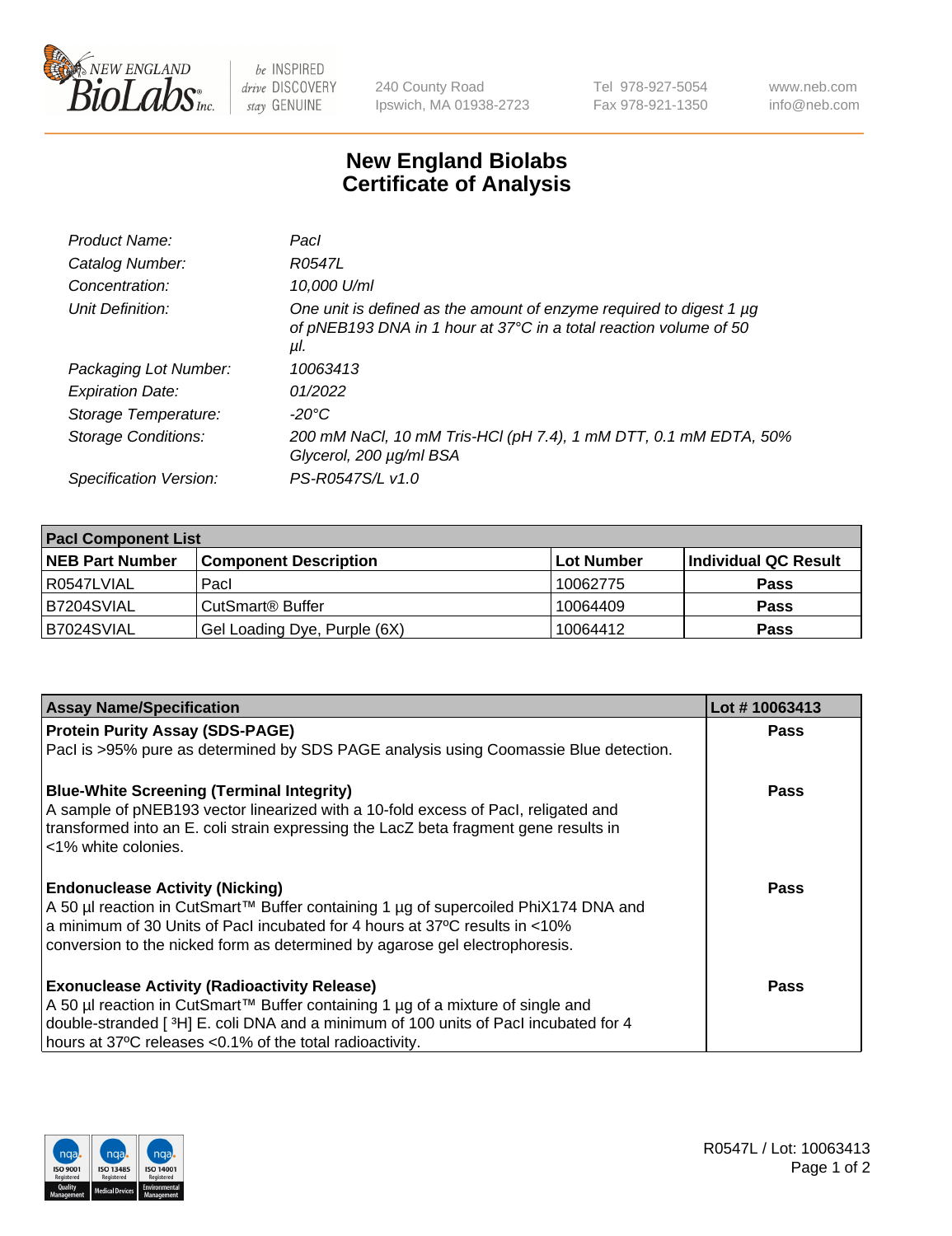New England Biolabs
240 County Road
Ipswich, MA 01938-2723
Tel 978-927-5054
Fax 978-921-1350
www.neb.com
info@neb.com

# New England Biolabs Certificate of Analysis

| | |
|---|---|
| *Product Name:* | *PacI* |
| *Catalog Number:* | *R0547L* |
| *Concentration:* | *10,000 U/ml* |
| *Unit Definition:* | *One unit is defined as the amount of enzyme required to digest 1 µg of pNEB193 DNA in 1 hour at 37°C in a total reaction volume of 50 µl.* |
| *Packaging Lot Number:* | *10063413* |
| *Expiration Date:* | *01/2022* |
| *Storage Temperature:* | *-20°C* |
| *Storage Conditions:* | *200 mM NaCl, 10 mM Tris-HCl (pH 7.4), 1 mM DTT, 0.1 mM EDTA, 50% Glycerol, 200 µg/ml BSA* |
| *Specification Version:* | *PS-R0547S/L v1.0* |

| **PacI Component List** | | | |
|---|---|---|---|
| **NEB Part Number** | **Component Description** | **Lot Number** | **Individual QC Result** |
| R0547LVIAL | PacI | 10062775 | **Pass** |
| B7204SVIAL | CutSmart® Buffer | 10064409 | **Pass** |
| B7024SVIAL | Gel Loading Dye, Purple (6X) | 10064412 | **Pass** |

| **Assay Name/Specification** | **Lot # 10063413** |
|---|---|
| **Protein Purity Assay (SDS-PAGE)**<br>PacI is >95% pure as determined by SDS PAGE analysis using Coomassie Blue detection. | **Pass** |
| **Blue-White Screening (Terminal Integrity)**<br>A sample of pNEB193 vector linearized with a 10-fold excess of PacI, religated and transformed into an E. coli strain expressing the LacZ beta fragment gene results in <1% white colonies. | **Pass** |
| **Endonuclease Activity (Nicking)**<br>A 50 µl reaction in CutSmart™ Buffer containing 1 µg of supercoiled PhiX174 DNA and a minimum of 30 Units of PacI incubated for 4 hours at 37ºC results in <10% conversion to the nicked form as determined by agarose gel electrophoresis. | **Pass** |
| **Exonuclease Activity (Radioactivity Release)**<br>A 50 µl reaction in CutSmart™ Buffer containing 1 µg of a mixture of single and double-stranded [ $^3$H] E. coli DNA and a minimum of 100 units of PacI incubated for 4 hours at 37ºC releases <0.1% of the total radioactivity. | **Pass** |

R0547L / Lot: 10063413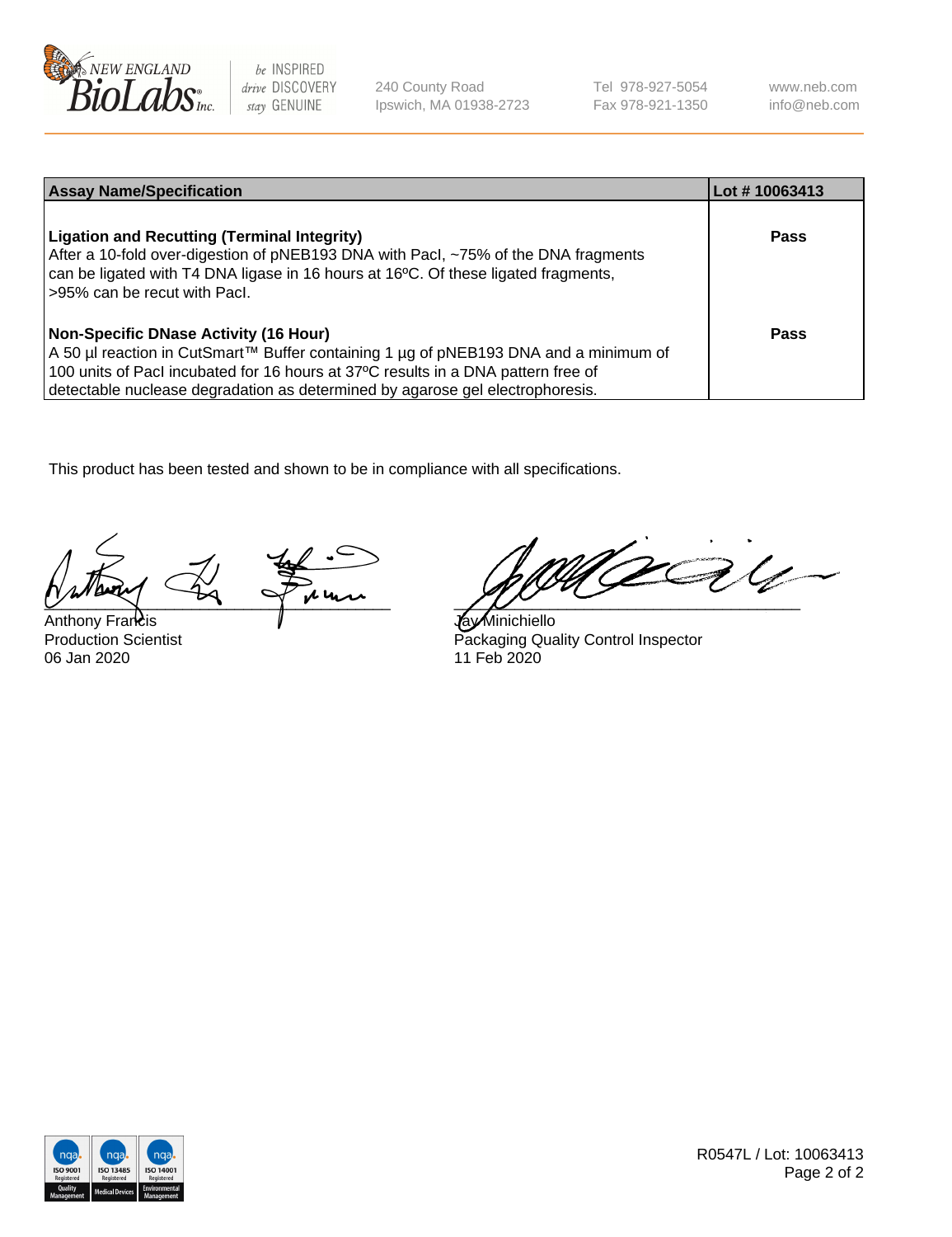| Assay Name/Specification | Lot # 10063413 |
| --- | --- |
| **Ligation and Recutting (Terminal Integrity)**<br>After a 10-fold over-digestion of pNEB193 DNA with PacI, ~75% of the DNA fragments can be ligated with T4 DNA ligase in 16 hours at 16ºC. Of these ligated fragments, >95% can be recut with PacI. | **Pass** |
| **Non-Specific DNase Activity (16 Hour)**<br>A 50 µl reaction in CutSmart™ Buffer containing 1 µg of pNEB193 DNA and a minimum of 100 units of PacI incubated for 16 hours at 37ºC results in a DNA pattern free of detectable nuclease degradation as determined by agarose gel electrophoresis. | **Pass** |

This product has been tested and shown to be in compliance with all specifications.

Anthony Francis
Production Scientist
06 Jan 2020

Jay Minichiello
Packaging Quality Control Inspector
11 Feb 2020

R0547L / Lot: 10063413